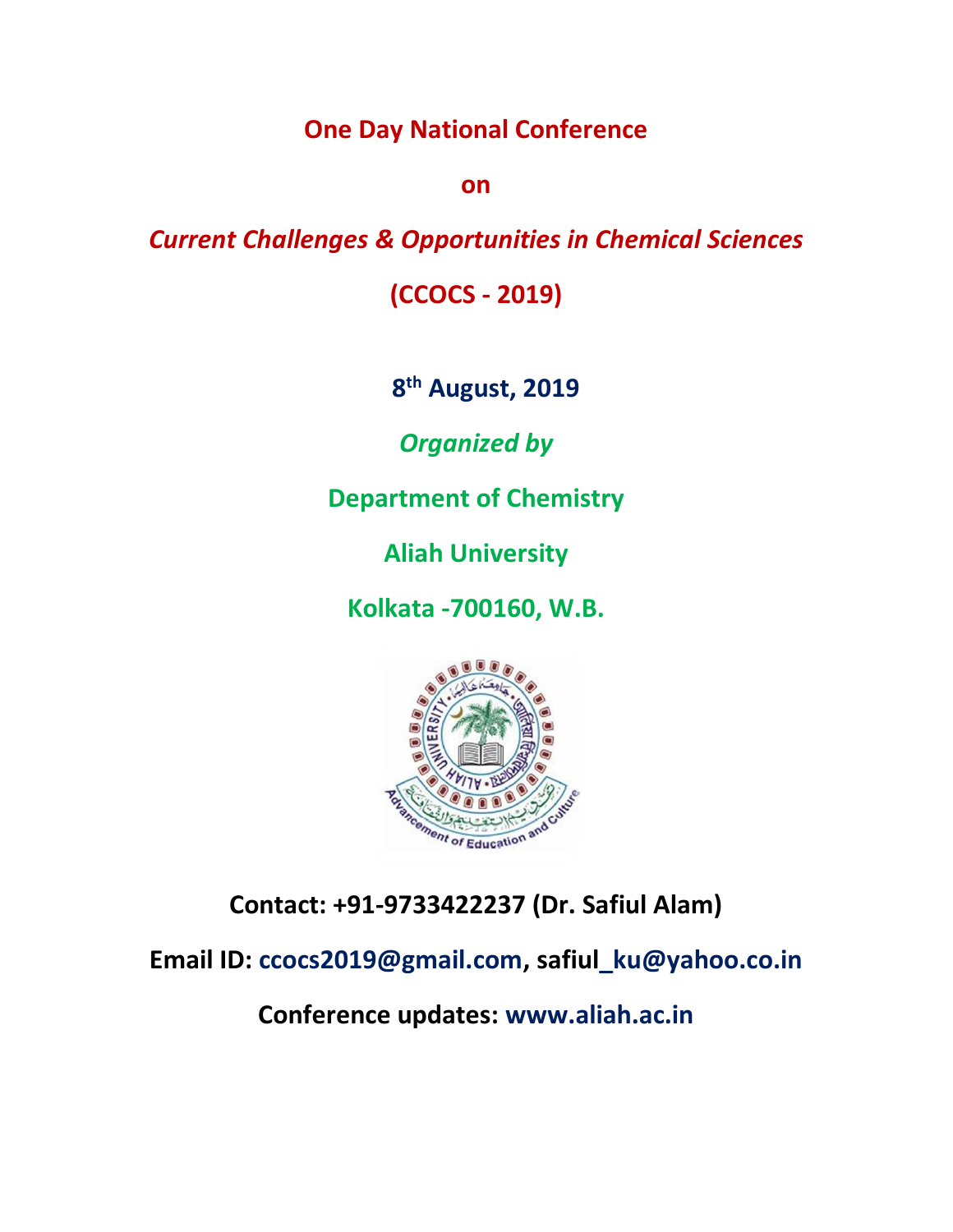# One Day National Conference

**on**

## *Current Challenges & Opportunities in Chemical Sciences*

## (CCOCS - 2019)

**8th August, 2019**

***Organized by***

**Department of Chemistry**

**Aliah University**

**Kolkata -700160, W.B.**

**Contact: +91-9733422237 (Dr. Safiul Alam)**

**Email ID: ccocs2019@gmail.com, safiul_ku@yahoo.co.in**

**Conference updates: www.aliah.ac.in**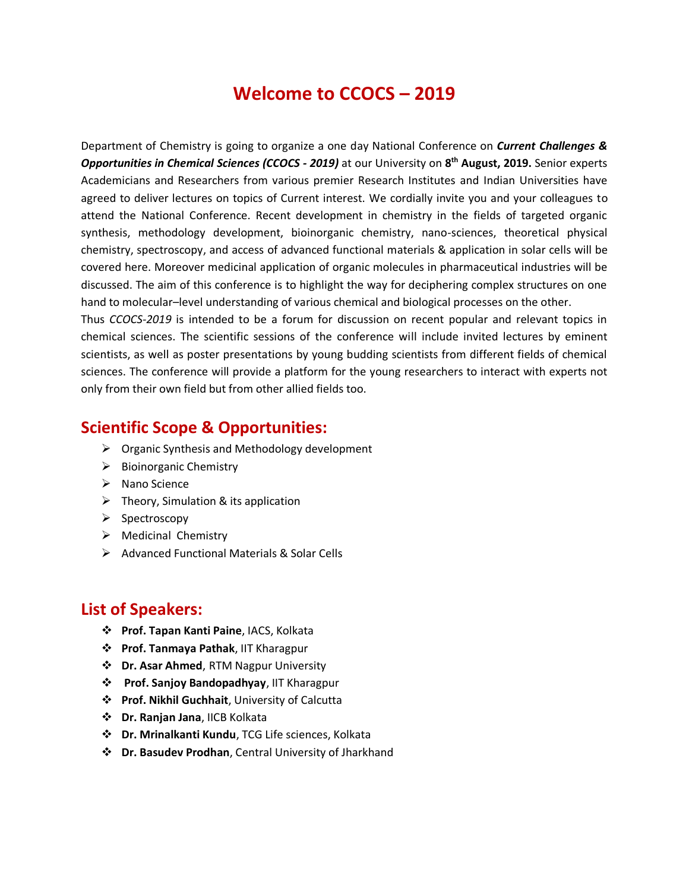# Welcome to CCOCS – 2019

Department of Chemistry is going to organize a one day National Conference on ***Current Challenges & Opportunities in Chemical Sciences (CCOCS - 2019)*** at our University on **8th August, 2019.** Senior experts Academicians and Researchers from various premier Research Institutes and Indian Universities have agreed to deliver lectures on topics of Current interest. We cordially invite you and your colleagues to attend the National Conference. Recent development in chemistry in the fields of targeted organic synthesis, methodology development, bioinorganic chemistry, nano-sciences, theoretical physical chemistry, spectroscopy, and access of advanced functional materials & application in solar cells will be covered here. Moreover medicinal application of organic molecules in pharmaceutical industries will be discussed. The aim of this conference is to highlight the way for deciphering complex structures on one hand to molecular–level understanding of various chemical and biological processes on the other.

Thus *CCOCS-2019* is intended to be a forum for discussion on recent popular and relevant topics in chemical sciences. The scientific sessions of the conference will include invited lectures by eminent scientists, as well as poster presentations by young budding scientists from different fields of chemical sciences. The conference will provide a platform for the young researchers to interact with experts not only from their own field but from other allied fields too.

## Scientific Scope & Opportunities:

- Organic Synthesis and Methodology development
- Bioinorganic Chemistry
- Nano Science
- Theory, Simulation & its application
- Spectroscopy
- Medicinal Chemistry
- Advanced Functional Materials & Solar Cells

## List of Speakers:

- **Prof. Tapan Kanti Paine**, IACS, Kolkata
- **Prof. Tanmaya Pathak**, IIT Kharagpur
- **Dr. Asar Ahmed**, RTM Nagpur University
- **Prof. Sanjoy Bandopadhyay**, IIT Kharagpur
- **Prof. Nikhil Guchhait**, University of Calcutta
- **Dr. Ranjan Jana**, IICB Kolkata
- **Dr. Mrinalkanti Kundu**, TCG Life sciences, Kolkata
- **Dr. Basudev Prodhan**, Central University of Jharkhand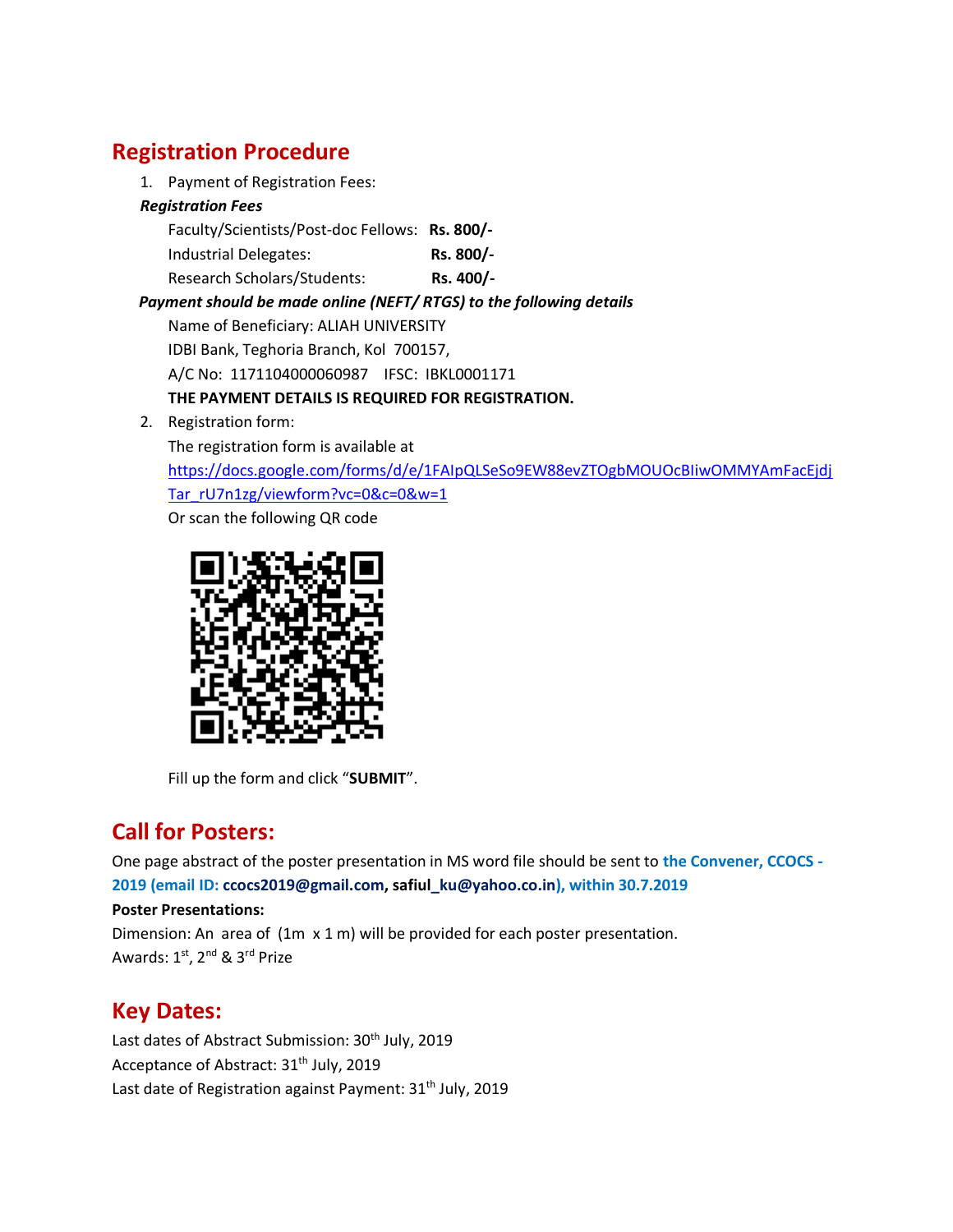## Registration Procedure

1. Payment of Registration Fees:

   ***Registration Fees***

   Faculty/Scientists/Post-doc Fellows: **Rs. 800/-**

   Industrial Delegates: **Rs. 800/-**

   Research Scholars/Students: **Rs. 400/-**

   ***Payment should be made online (NEFT/ RTGS) to the following details***

   Name of Beneficiary: ALIAH UNIVERSITY

   IDBI Bank, Teghoria Branch, Kol 700157,

   A/C No: 1171104000060987 IFSC: IBKL0001171

   **THE PAYMENT DETAILS IS REQUIRED FOR REGISTRATION.**

2. Registration form:

   The registration form is available at [https://docs.google.com/forms/d/e/1FAIpQLSeSo9EW88evZTOgbMOUOcBIiwOMMYAmFacEjdjTar_rU7n1zg/viewform?vc=0&c=0&w=1](https://docs.google.com/forms/d/e/1FAIpQLSeSo9EW88evZTOgbMOUOcBIiwOMMYAmFacEjdjTar_rU7n1zg/viewform?vc=0&c=0&w=1)

   Or scan the following QR code

   Fill up the form and click "**SUBMIT**".

## Call for Posters:

One page abstract of the poster presentation in MS word file should be sent to **the Convener, CCOCS - 2019 (email ID: ccocs2019@gmail.com, safiul_ku@yahoo.co.in), within 30.7.2019**

**Poster Presentations:**

Dimension: An area of (1m x 1 m) will be provided for each poster presentation.

Awards: 1st, 2nd & 3rd Prize

## Key Dates:

Last dates of Abstract Submission: 30th July, 2019

Acceptance of Abstract: 31st July, 2019

Last date of Registration against Payment: 31st July, 2019